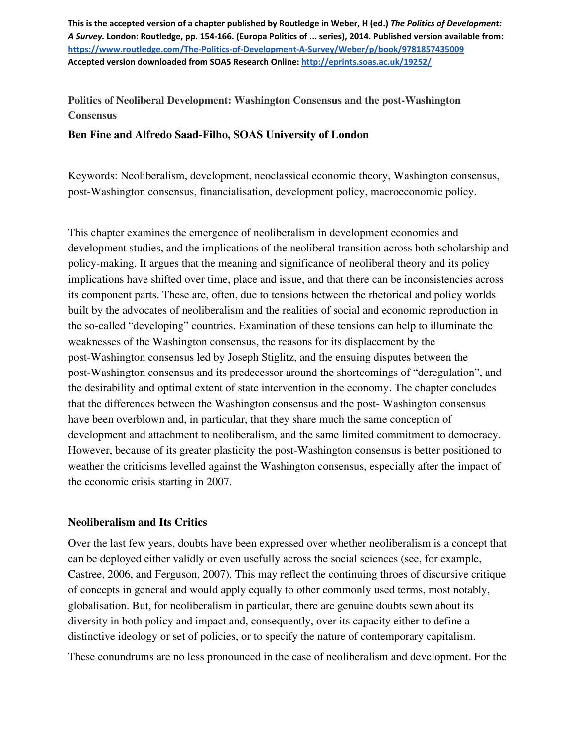**This is the accepted version of a chapter published by Routledge in Weber, H (ed.) *The Politics of Development: A Survey.* London: Routledge, pp. 154-166. (Europa Politics of ... series), 2014. Published version available from: https://www.routledge.com/The-Politics-of-Development-A-Survey/Weber/p/book/9781857435009**
**Accepted version downloaded from SOAS Research Online: http://eprints.soas.ac.uk/19252/**

# Politics of Neoliberal Development: Washington Consensus and the post-Washington Consensus

**Ben Fine and Alfredo Saad-Filho, SOAS University of London**

Keywords: Neoliberalism, development, neoclassical economic theory, Washington consensus, post-Washington consensus, financialisation, development policy, macroeconomic policy.

This chapter examines the emergence of neoliberalism in development economics and development studies, and the implications of the neoliberal transition across both scholarship and policy-making. It argues that the meaning and significance of neoliberal theory and its policy implications have shifted over time, place and issue, and that there can be inconsistencies across its component parts. These are, often, due to tensions between the rhetorical and policy worlds built by the advocates of neoliberalism and the realities of social and economic reproduction in the so-called "developing" countries. Examination of these tensions can help to illuminate the weaknesses of the Washington consensus, the reasons for its displacement by the post-Washington consensus led by Joseph Stiglitz, and the ensuing disputes between the post-Washington consensus and its predecessor around the shortcomings of "deregulation", and the desirability and optimal extent of state intervention in the economy. The chapter concludes that the differences between the Washington consensus and the post- Washington consensus have been overblown and, in particular, that they share much the same conception of development and attachment to neoliberalism, and the same limited commitment to democracy. However, because of its greater plasticity the post-Washington consensus is better positioned to weather the criticisms levelled against the Washington consensus, especially after the impact of the economic crisis starting in 2007.

## Neoliberalism and Its Critics

Over the last few years, doubts have been expressed over whether neoliberalism is a concept that can be deployed either validly or even usefully across the social sciences (see, for example, Castree, 2006, and Ferguson, 2007). This may reflect the continuing throes of discursive critique of concepts in general and would apply equally to other commonly used terms, most notably, globalisation. But, for neoliberalism in particular, there are genuine doubts sewn about its diversity in both policy and impact and, consequently, over its capacity either to define a distinctive ideology or set of policies, or to specify the nature of contemporary capitalism.

These conundrums are no less pronounced in the case of neoliberalism and development. For the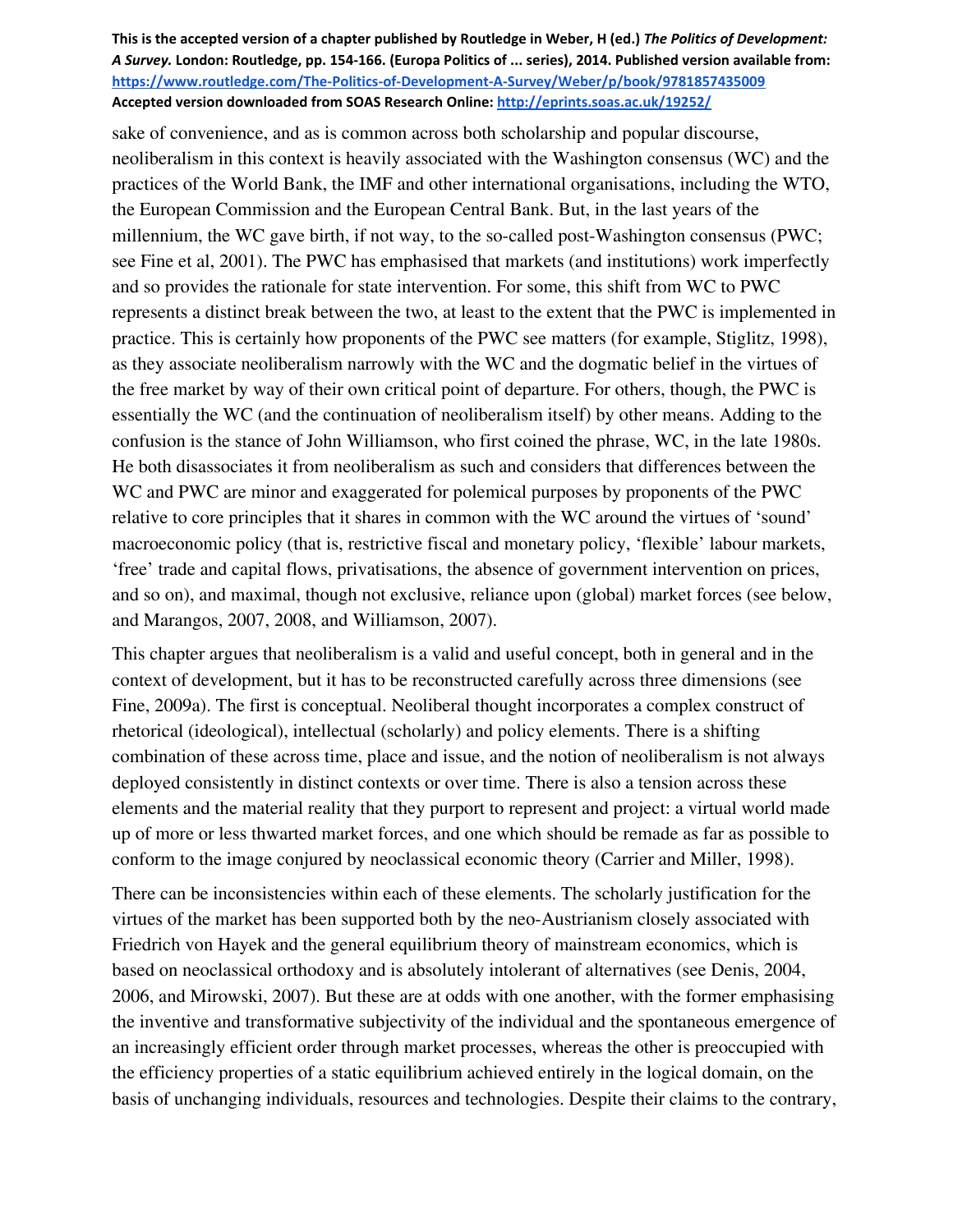sake of convenience, and as is common across both scholarship and popular discourse, neoliberalism in this context is heavily associated with the Washington consensus (WC) and the practices of the World Bank, the IMF and other international organisations, including the WTO, the European Commission and the European Central Bank. But, in the last years of the millennium, the WC gave birth, if not way, to the so-called post-Washington consensus (PWC; see Fine et al, 2001). The PWC has emphasised that markets (and institutions) work imperfectly and so provides the rationale for state intervention. For some, this shift from WC to PWC represents a distinct break between the two, at least to the extent that the PWC is implemented in practice. This is certainly how proponents of the PWC see matters (for example, Stiglitz, 1998), as they associate neoliberalism narrowly with the WC and the dogmatic belief in the virtues of the free market by way of their own critical point of departure. For others, though, the PWC is essentially the WC (and the continuation of neoliberalism itself) by other means. Adding to the confusion is the stance of John Williamson, who first coined the phrase, WC, in the late 1980s. He both disassociates it from neoliberalism as such and considers that differences between the WC and PWC are minor and exaggerated for polemical purposes by proponents of the PWC relative to core principles that it shares in common with the WC around the virtues of 'sound' macroeconomic policy (that is, restrictive fiscal and monetary policy, 'flexible' labour markets, 'free' trade and capital flows, privatisations, the absence of government intervention on prices, and so on), and maximal, though not exclusive, reliance upon (global) market forces (see below, and Marangos, 2007, 2008, and Williamson, 2007).

This chapter argues that neoliberalism is a valid and useful concept, both in general and in the context of development, but it has to be reconstructed carefully across three dimensions (see Fine, 2009a). The first is conceptual. Neoliberal thought incorporates a complex construct of rhetorical (ideological), intellectual (scholarly) and policy elements. There is a shifting combination of these across time, place and issue, and the notion of neoliberalism is not always deployed consistently in distinct contexts or over time. There is also a tension across these elements and the material reality that they purport to represent and project: a virtual world made up of more or less thwarted market forces, and one which should be remade as far as possible to conform to the image conjured by neoclassical economic theory (Carrier and Miller, 1998).

There can be inconsistencies within each of these elements. The scholarly justification for the virtues of the market has been supported both by the neo-Austrianism closely associated with Friedrich von Hayek and the general equilibrium theory of mainstream economics, which is based on neoclassical orthodoxy and is absolutely intolerant of alternatives (see Denis, 2004, 2006, and Mirowski, 2007). But these are at odds with one another, with the former emphasising the inventive and transformative subjectivity of the individual and the spontaneous emergence of an increasingly efficient order through market processes, whereas the other is preoccupied with the efficiency properties of a static equilibrium achieved entirely in the logical domain, on the basis of unchanging individuals, resources and technologies. Despite their claims to the contrary,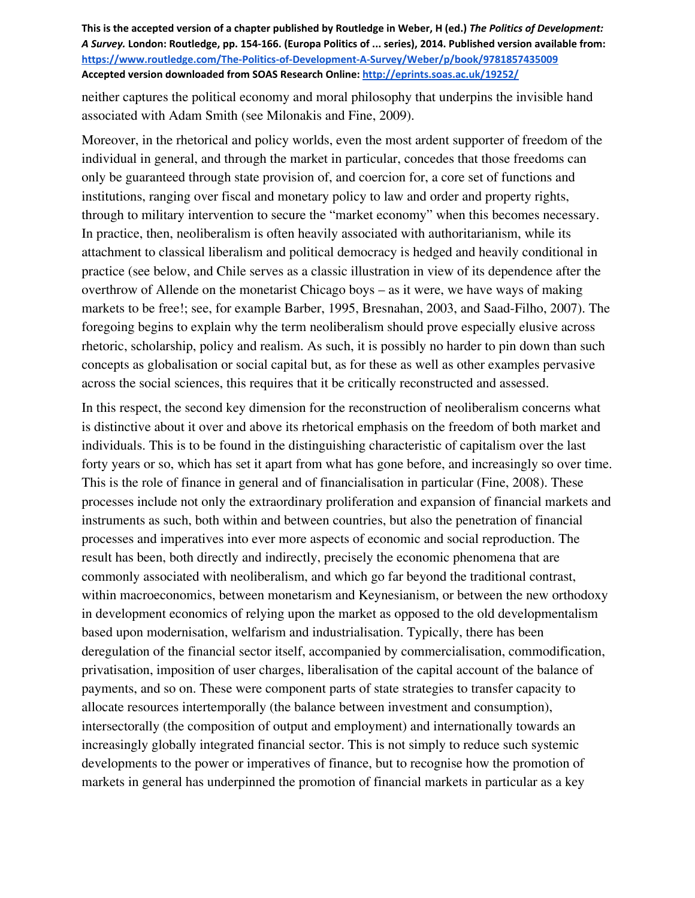neither captures the political economy and moral philosophy that underpins the invisible hand associated with Adam Smith (see Milonakis and Fine, 2009).

Moreover, in the rhetorical and policy worlds, even the most ardent supporter of freedom of the individual in general, and through the market in particular, concedes that those freedoms can only be guaranteed through state provision of, and coercion for, a core set of functions and institutions, ranging over fiscal and monetary policy to law and order and property rights, through to military intervention to secure the "market economy" when this becomes necessary. In practice, then, neoliberalism is often heavily associated with authoritarianism, while its attachment to classical liberalism and political democracy is hedged and heavily conditional in practice (see below, and Chile serves as a classic illustration in view of its dependence after the overthrow of Allende on the monetarist Chicago boys – as it were, we have ways of making markets to be free!; see, for example Barber, 1995, Bresnahan, 2003, and Saad-Filho, 2007). The foregoing begins to explain why the term neoliberalism should prove especially elusive across rhetoric, scholarship, policy and realism. As such, it is possibly no harder to pin down than such concepts as globalisation or social capital but, as for these as well as other examples pervasive across the social sciences, this requires that it be critically reconstructed and assessed.

In this respect, the second key dimension for the reconstruction of neoliberalism concerns what is distinctive about it over and above its rhetorical emphasis on the freedom of both market and individuals. This is to be found in the distinguishing characteristic of capitalism over the last forty years or so, which has set it apart from what has gone before, and increasingly so over time. This is the role of finance in general and of financialisation in particular (Fine, 2008). These processes include not only the extraordinary proliferation and expansion of financial markets and instruments as such, both within and between countries, but also the penetration of financial processes and imperatives into ever more aspects of economic and social reproduction. The result has been, both directly and indirectly, precisely the economic phenomena that are commonly associated with neoliberalism, and which go far beyond the traditional contrast, within macroeconomics, between monetarism and Keynesianism, or between the new orthodoxy in development economics of relying upon the market as opposed to the old developmentalism based upon modernisation, welfarism and industrialisation. Typically, there has been deregulation of the financial sector itself, accompanied by commercialisation, commodification, privatisation, imposition of user charges, liberalisation of the capital account of the balance of payments, and so on. These were component parts of state strategies to transfer capacity to allocate resources intertemporally (the balance between investment and consumption), intersectorally (the composition of output and employment) and internationally towards an increasingly globally integrated financial sector. This is not simply to reduce such systemic developments to the power or imperatives of finance, but to recognise how the promotion of markets in general has underpinned the promotion of financial markets in particular as a key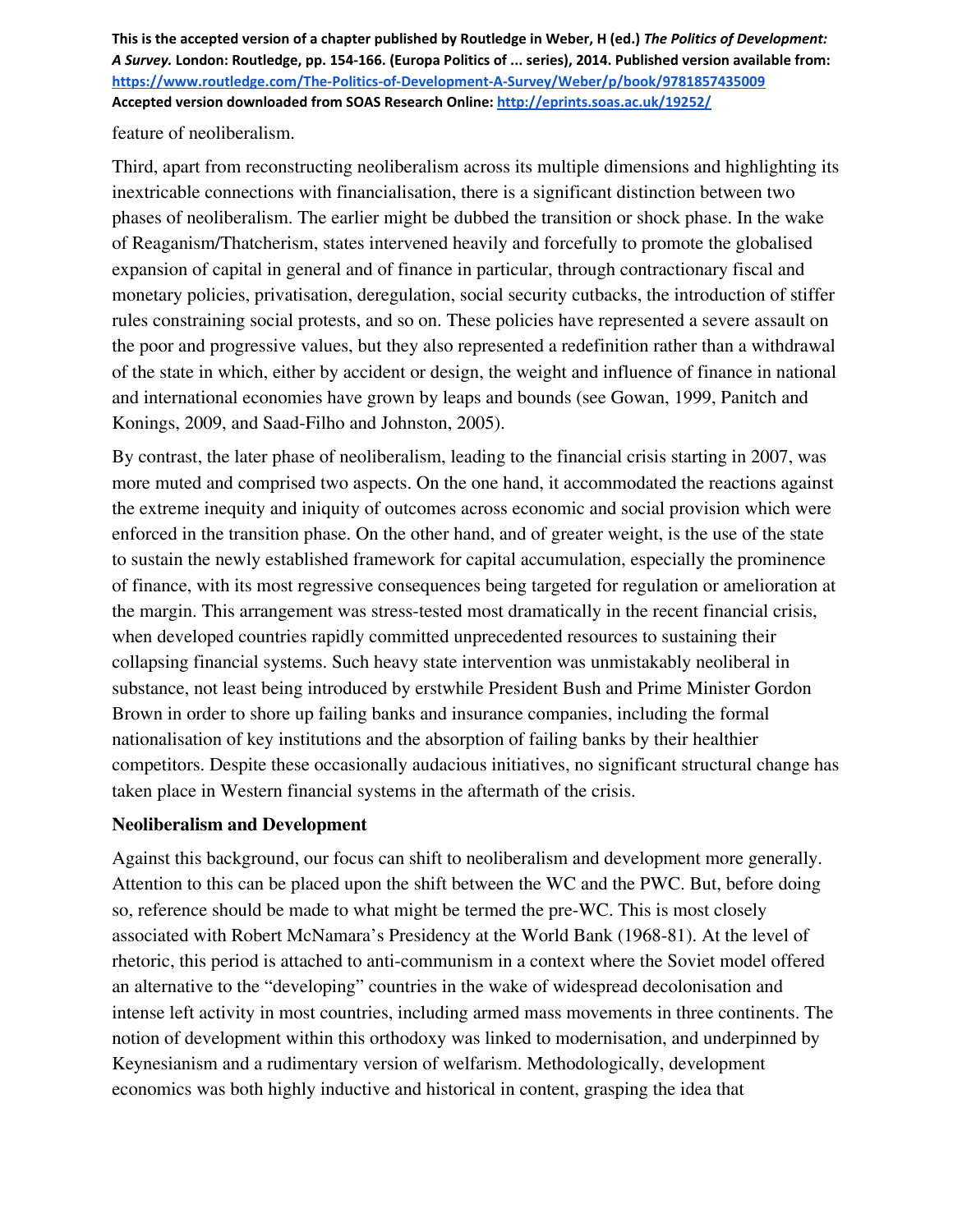feature of neoliberalism.

Third, apart from reconstructing neoliberalism across its multiple dimensions and highlighting its inextricable connections with financialisation, there is a significant distinction between two phases of neoliberalism. The earlier might be dubbed the transition or shock phase. In the wake of Reaganism/Thatcherism, states intervened heavily and forcefully to promote the globalised expansion of capital in general and of finance in particular, through contractionary fiscal and monetary policies, privatisation, deregulation, social security cutbacks, the introduction of stiffer rules constraining social protests, and so on. These policies have represented a severe assault on the poor and progressive values, but they also represented a redefinition rather than a withdrawal of the state in which, either by accident or design, the weight and influence of finance in national and international economies have grown by leaps and bounds (see Gowan, 1999, Panitch and Konings, 2009, and Saad-Filho and Johnston, 2005).

By contrast, the later phase of neoliberalism, leading to the financial crisis starting in 2007, was more muted and comprised two aspects. On the one hand, it accommodated the reactions against the extreme inequity and iniquity of outcomes across economic and social provision which were enforced in the transition phase. On the other hand, and of greater weight, is the use of the state to sustain the newly established framework for capital accumulation, especially the prominence of finance, with its most regressive consequences being targeted for regulation or amelioration at the margin. This arrangement was stress-tested most dramatically in the recent financial crisis, when developed countries rapidly committed unprecedented resources to sustaining their collapsing financial systems. Such heavy state intervention was unmistakably neoliberal in substance, not least being introduced by erstwhile President Bush and Prime Minister Gordon Brown in order to shore up failing banks and insurance companies, including the formal nationalisation of key institutions and the absorption of failing banks by their healthier competitors. Despite these occasionally audacious initiatives, no significant structural change has taken place in Western financial systems in the aftermath of the crisis.

## Neoliberalism and Development

Against this background, our focus can shift to neoliberalism and development more generally. Attention to this can be placed upon the shift between the WC and the PWC. But, before doing so, reference should be made to what might be termed the pre-WC. This is most closely associated with Robert McNamara's Presidency at the World Bank (1968-81). At the level of rhetoric, this period is attached to anti-communism in a context where the Soviet model offered an alternative to the "developing" countries in the wake of widespread decolonisation and intense left activity in most countries, including armed mass movements in three continents. The notion of development within this orthodoxy was linked to modernisation, and underpinned by Keynesianism and a rudimentary version of welfarism. Methodologically, development economics was both highly inductive and historical in content, grasping the idea that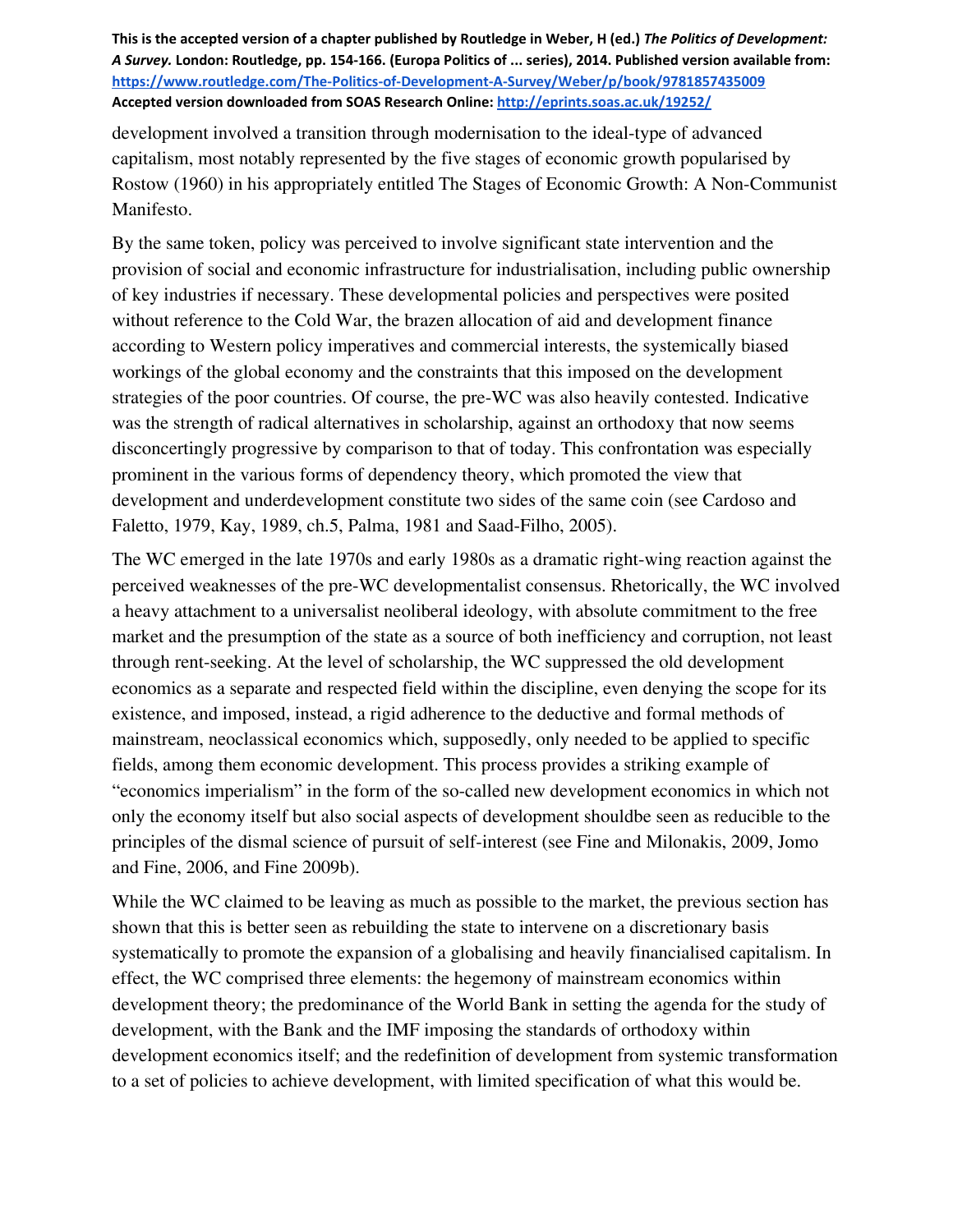development involved a transition through modernisation to the ideal-type of advanced capitalism, most notably represented by the five stages of economic growth popularised by Rostow (1960) in his appropriately entitled The Stages of Economic Growth: A Non-Communist Manifesto.

By the same token, policy was perceived to involve significant state intervention and the provision of social and economic infrastructure for industrialisation, including public ownership of key industries if necessary. These developmental policies and perspectives were posited without reference to the Cold War, the brazen allocation of aid and development finance according to Western policy imperatives and commercial interests, the systemically biased workings of the global economy and the constraints that this imposed on the development strategies of the poor countries. Of course, the pre-WC was also heavily contested. Indicative was the strength of radical alternatives in scholarship, against an orthodoxy that now seems disconcertingly progressive by comparison to that of today. This confrontation was especially prominent in the various forms of dependency theory, which promoted the view that development and underdevelopment constitute two sides of the same coin (see Cardoso and Faletto, 1979, Kay, 1989, ch.5, Palma, 1981 and Saad-Filho, 2005).

The WC emerged in the late 1970s and early 1980s as a dramatic right-wing reaction against the perceived weaknesses of the pre-WC developmentalist consensus. Rhetorically, the WC involved a heavy attachment to a universalist neoliberal ideology, with absolute commitment to the free market and the presumption of the state as a source of both inefficiency and corruption, not least through rent-seeking. At the level of scholarship, the WC suppressed the old development economics as a separate and respected field within the discipline, even denying the scope for its existence, and imposed, instead, a rigid adherence to the deductive and formal methods of mainstream, neoclassical economics which, supposedly, only needed to be applied to specific fields, among them economic development. This process provides a striking example of "economics imperialism" in the form of the so-called new development economics in which not only the economy itself but also social aspects of development shouldbe seen as reducible to the principles of the dismal science of pursuit of self-interest (see Fine and Milonakis, 2009, Jomo and Fine, 2006, and Fine 2009b).

While the WC claimed to be leaving as much as possible to the market, the previous section has shown that this is better seen as rebuilding the state to intervene on a discretionary basis systematically to promote the expansion of a globalising and heavily financialised capitalism. In effect, the WC comprised three elements: the hegemony of mainstream economics within development theory; the predominance of the World Bank in setting the agenda for the study of development, with the Bank and the IMF imposing the standards of orthodoxy within development economics itself; and the redefinition of development from systemic transformation to a set of policies to achieve development, with limited specification of what this would be.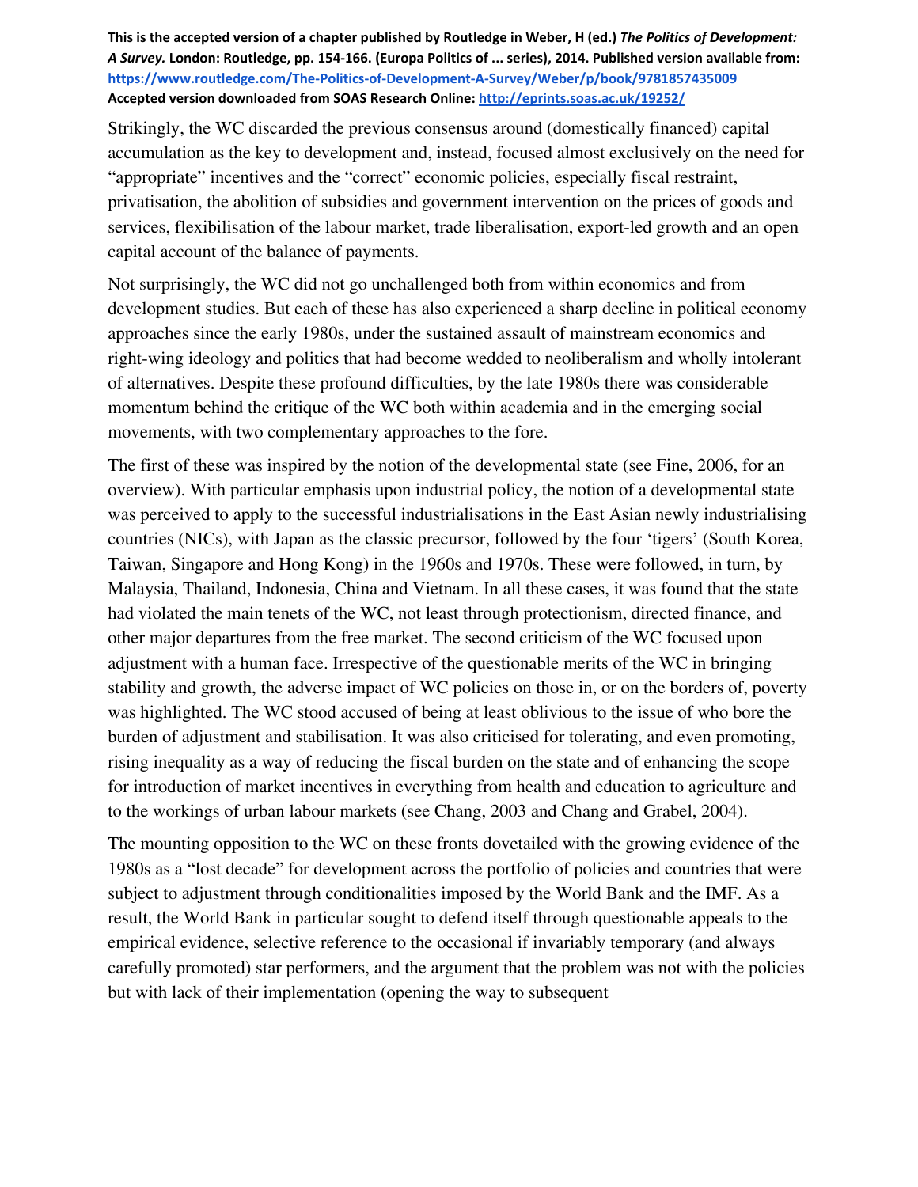Strikingly, the WC discarded the previous consensus around (domestically financed) capital accumulation as the key to development and, instead, focused almost exclusively on the need for "appropriate" incentives and the "correct" economic policies, especially fiscal restraint, privatisation, the abolition of subsidies and government intervention on the prices of goods and services, flexibilisation of the labour market, trade liberalisation, export-led growth and an open capital account of the balance of payments.

Not surprisingly, the WC did not go unchallenged both from within economics and from development studies. But each of these has also experienced a sharp decline in political economy approaches since the early 1980s, under the sustained assault of mainstream economics and right-wing ideology and politics that had become wedded to neoliberalism and wholly intolerant of alternatives. Despite these profound difficulties, by the late 1980s there was considerable momentum behind the critique of the WC both within academia and in the emerging social movements, with two complementary approaches to the fore.

The first of these was inspired by the notion of the developmental state (see Fine, 2006, for an overview). With particular emphasis upon industrial policy, the notion of a developmental state was perceived to apply to the successful industrialisations in the East Asian newly industrialising countries (NICs), with Japan as the classic precursor, followed by the four 'tigers' (South Korea, Taiwan, Singapore and Hong Kong) in the 1960s and 1970s. These were followed, in turn, by Malaysia, Thailand, Indonesia, China and Vietnam. In all these cases, it was found that the state had violated the main tenets of the WC, not least through protectionism, directed finance, and other major departures from the free market. The second criticism of the WC focused upon adjustment with a human face. Irrespective of the questionable merits of the WC in bringing stability and growth, the adverse impact of WC policies on those in, or on the borders of, poverty was highlighted. The WC stood accused of being at least oblivious to the issue of who bore the burden of adjustment and stabilisation. It was also criticised for tolerating, and even promoting, rising inequality as a way of reducing the fiscal burden on the state and of enhancing the scope for introduction of market incentives in everything from health and education to agriculture and to the workings of urban labour markets (see Chang, 2003 and Chang and Grabel, 2004).

The mounting opposition to the WC on these fronts dovetailed with the growing evidence of the 1980s as a "lost decade" for development across the portfolio of policies and countries that were subject to adjustment through conditionalities imposed by the World Bank and the IMF. As a result, the World Bank in particular sought to defend itself through questionable appeals to the empirical evidence, selective reference to the occasional if invariably temporary (and always carefully promoted) star performers, and the argument that the problem was not with the policies but with lack of their implementation (opening the way to subsequent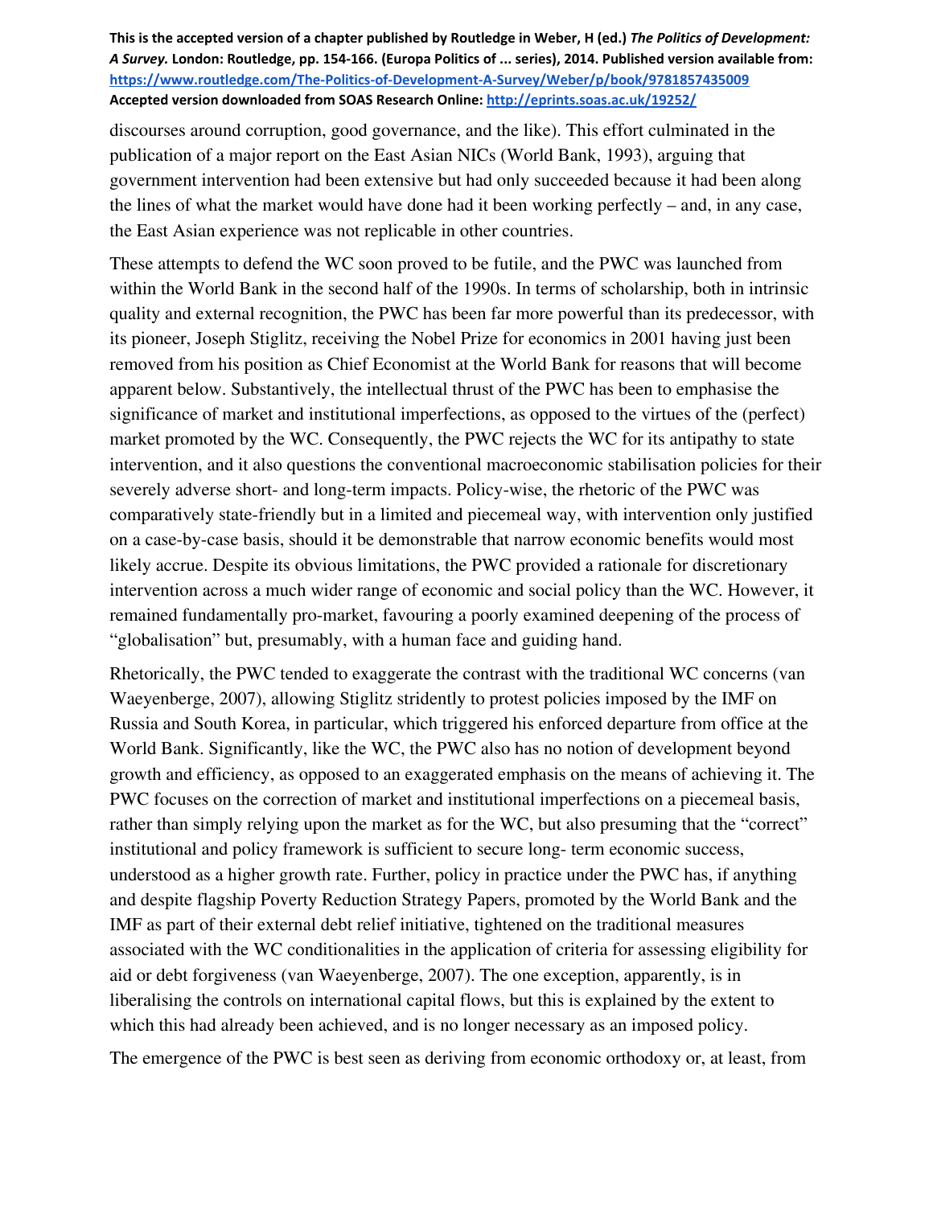discourses around corruption, good governance, and the like). This effort culminated in the publication of a major report on the East Asian NICs (World Bank, 1993), arguing that government intervention had been extensive but had only succeeded because it had been along the lines of what the market would have done had it been working perfectly – and, in any case, the East Asian experience was not replicable in other countries.

These attempts to defend the WC soon proved to be futile, and the PWC was launched from within the World Bank in the second half of the 1990s. In terms of scholarship, both in intrinsic quality and external recognition, the PWC has been far more powerful than its predecessor, with its pioneer, Joseph Stiglitz, receiving the Nobel Prize for economics in 2001 having just been removed from his position as Chief Economist at the World Bank for reasons that will become apparent below. Substantively, the intellectual thrust of the PWC has been to emphasise the significance of market and institutional imperfections, as opposed to the virtues of the (perfect) market promoted by the WC. Consequently, the PWC rejects the WC for its antipathy to state intervention, and it also questions the conventional macroeconomic stabilisation policies for their severely adverse short- and long-term impacts. Policy-wise, the rhetoric of the PWC was comparatively state-friendly but in a limited and piecemeal way, with intervention only justified on a case-by-case basis, should it be demonstrable that narrow economic benefits would most likely accrue. Despite its obvious limitations, the PWC provided a rationale for discretionary intervention across a much wider range of economic and social policy than the WC. However, it remained fundamentally pro-market, favouring a poorly examined deepening of the process of "globalisation" but, presumably, with a human face and guiding hand.

Rhetorically, the PWC tended to exaggerate the contrast with the traditional WC concerns (van Waeyenberge, 2007), allowing Stiglitz stridently to protest policies imposed by the IMF on Russia and South Korea, in particular, which triggered his enforced departure from office at the World Bank. Significantly, like the WC, the PWC also has no notion of development beyond growth and efficiency, as opposed to an exaggerated emphasis on the means of achieving it. The PWC focuses on the correction of market and institutional imperfections on a piecemeal basis, rather than simply relying upon the market as for the WC, but also presuming that the "correct" institutional and policy framework is sufficient to secure long- term economic success, understood as a higher growth rate. Further, policy in practice under the PWC has, if anything and despite flagship Poverty Reduction Strategy Papers, promoted by the World Bank and the IMF as part of their external debt relief initiative, tightened on the traditional measures associated with the WC conditionalities in the application of criteria for assessing eligibility for aid or debt forgiveness (van Waeyenberge, 2007). The one exception, apparently, is in liberalising the controls on international capital flows, but this is explained by the extent to which this had already been achieved, and is no longer necessary as an imposed policy.

The emergence of the PWC is best seen as deriving from economic orthodoxy or, at least, from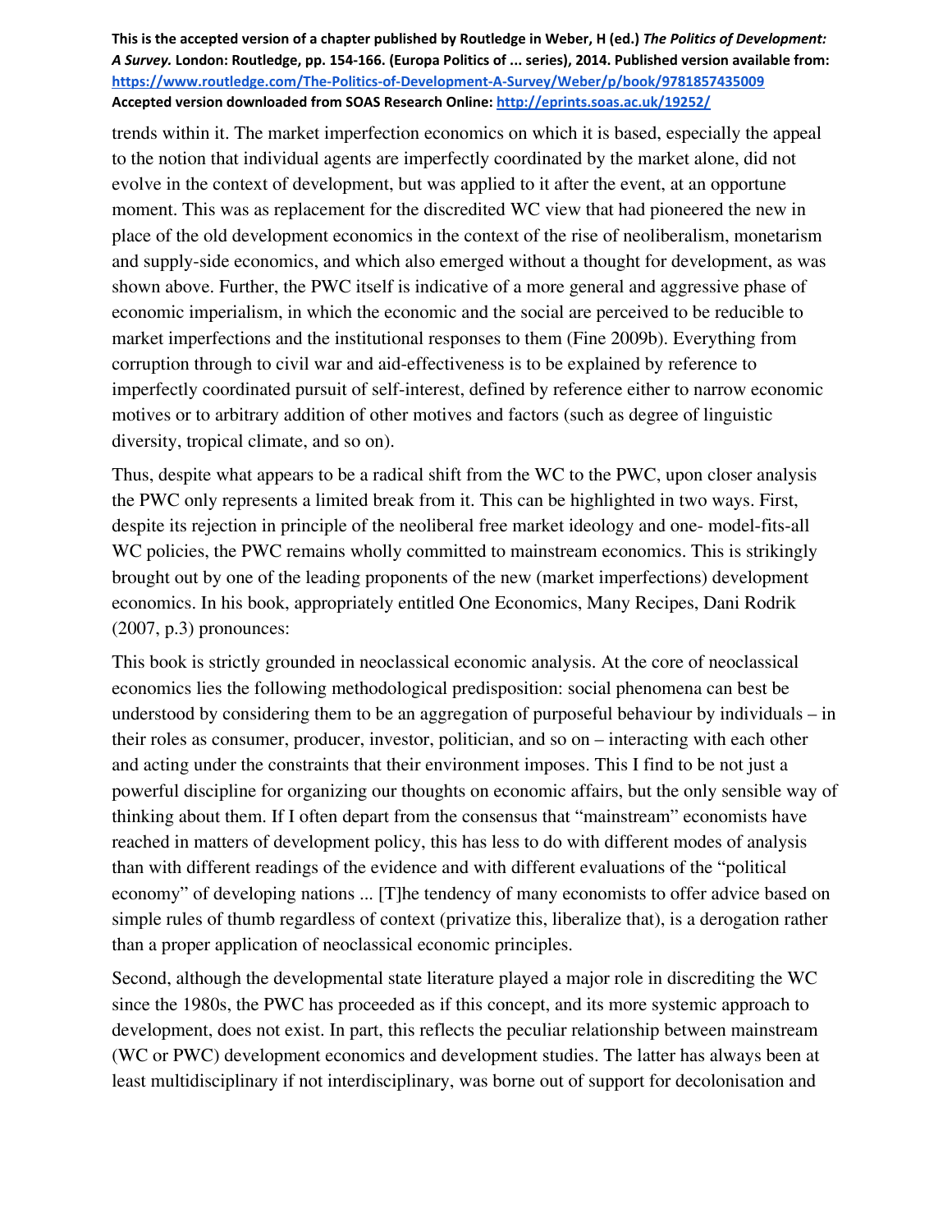trends within it. The market imperfection economics on which it is based, especially the appeal to the notion that individual agents are imperfectly coordinated by the market alone, did not evolve in the context of development, but was applied to it after the event, at an opportune moment. This was as replacement for the discredited WC view that had pioneered the new in place of the old development economics in the context of the rise of neoliberalism, monetarism and supply-side economics, and which also emerged without a thought for development, as was shown above. Further, the PWC itself is indicative of a more general and aggressive phase of economic imperialism, in which the economic and the social are perceived to be reducible to market imperfections and the institutional responses to them (Fine 2009b). Everything from corruption through to civil war and aid-effectiveness is to be explained by reference to imperfectly coordinated pursuit of self-interest, defined by reference either to narrow economic motives or to arbitrary addition of other motives and factors (such as degree of linguistic diversity, tropical climate, and so on).

Thus, despite what appears to be a radical shift from the WC to the PWC, upon closer analysis the PWC only represents a limited break from it. This can be highlighted in two ways. First, despite its rejection in principle of the neoliberal free market ideology and one- model-fits-all WC policies, the PWC remains wholly committed to mainstream economics. This is strikingly brought out by one of the leading proponents of the new (market imperfections) development economics. In his book, appropriately entitled One Economics, Many Recipes, Dani Rodrik (2007, p.3) pronounces:

This book is strictly grounded in neoclassical economic analysis. At the core of neoclassical economics lies the following methodological predisposition: social phenomena can best be understood by considering them to be an aggregation of purposeful behaviour by individuals – in their roles as consumer, producer, investor, politician, and so on – interacting with each other and acting under the constraints that their environment imposes. This I find to be not just a powerful discipline for organizing our thoughts on economic affairs, but the only sensible way of thinking about them. If I often depart from the consensus that "mainstream" economists have reached in matters of development policy, this has less to do with different modes of analysis than with different readings of the evidence and with different evaluations of the "political economy" of developing nations ... [T]he tendency of many economists to offer advice based on simple rules of thumb regardless of context (privatize this, liberalize that), is a derogation rather than a proper application of neoclassical economic principles.

Second, although the developmental state literature played a major role in discrediting the WC since the 1980s, the PWC has proceeded as if this concept, and its more systemic approach to development, does not exist. In part, this reflects the peculiar relationship between mainstream (WC or PWC) development economics and development studies. The latter has always been at least multidisciplinary if not interdisciplinary, was borne out of support for decolonisation and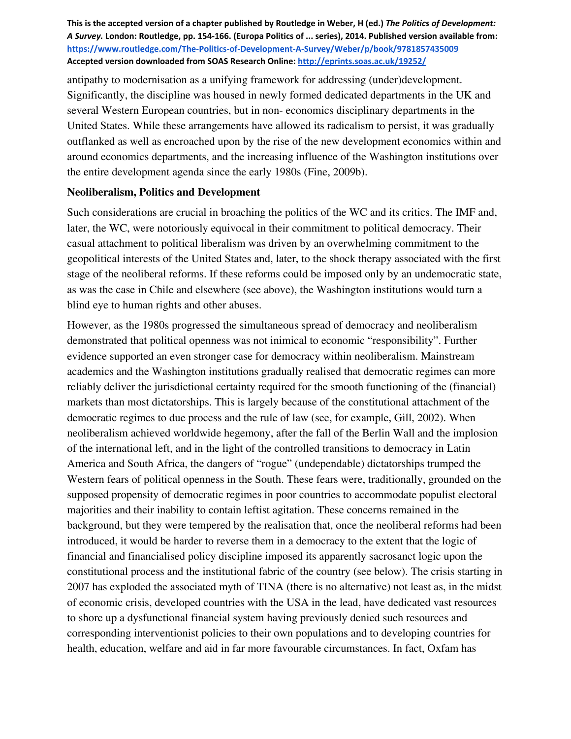antipathy to modernisation as a unifying framework for addressing (under)development. Significantly, the discipline was housed in newly formed dedicated departments in the UK and several Western European countries, but in non- economics disciplinary departments in the United States. While these arrangements have allowed its radicalism to persist, it was gradually outflanked as well as encroached upon by the rise of the new development economics within and around economics departments, and the increasing influence of the Washington institutions over the entire development agenda since the early 1980s (Fine, 2009b).

## Neoliberalism, Politics and Development

Such considerations are crucial in broaching the politics of the WC and its critics. The IMF and, later, the WC, were notoriously equivocal in their commitment to political democracy. Their casual attachment to political liberalism was driven by an overwhelming commitment to the geopolitical interests of the United States and, later, to the shock therapy associated with the first stage of the neoliberal reforms. If these reforms could be imposed only by an undemocratic state, as was the case in Chile and elsewhere (see above), the Washington institutions would turn a blind eye to human rights and other abuses.

However, as the 1980s progressed the simultaneous spread of democracy and neoliberalism demonstrated that political openness was not inimical to economic "responsibility". Further evidence supported an even stronger case for democracy within neoliberalism. Mainstream academics and the Washington institutions gradually realised that democratic regimes can more reliably deliver the jurisdictional certainty required for the smooth functioning of the (financial) markets than most dictatorships. This is largely because of the constitutional attachment of the democratic regimes to due process and the rule of law (see, for example, Gill, 2002). When neoliberalism achieved worldwide hegemony, after the fall of the Berlin Wall and the implosion of the international left, and in the light of the controlled transitions to democracy in Latin America and South Africa, the dangers of "rogue" (undependable) dictatorships trumped the Western fears of political openness in the South. These fears were, traditionally, grounded on the supposed propensity of democratic regimes in poor countries to accommodate populist electoral majorities and their inability to contain leftist agitation. These concerns remained in the background, but they were tempered by the realisation that, once the neoliberal reforms had been introduced, it would be harder to reverse them in a democracy to the extent that the logic of financial and financialised policy discipline imposed its apparently sacrosanct logic upon the constitutional process and the institutional fabric of the country (see below). The crisis starting in 2007 has exploded the associated myth of TINA (there is no alternative) not least as, in the midst of economic crisis, developed countries with the USA in the lead, have dedicated vast resources to shore up a dysfunctional financial system having previously denied such resources and corresponding interventionist policies to their own populations and to developing countries for health, education, welfare and aid in far more favourable circumstances. In fact, Oxfam has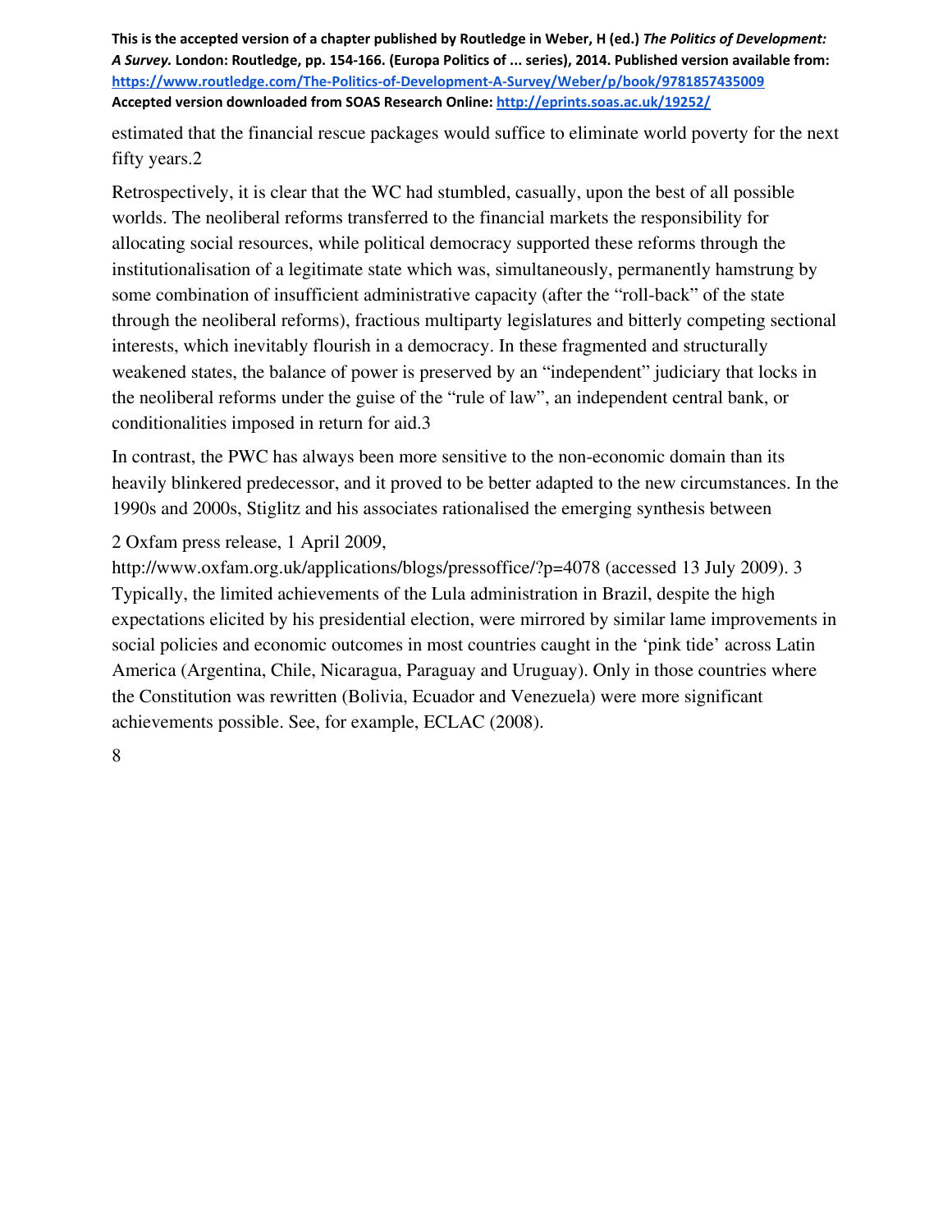estimated that the financial rescue packages would suffice to eliminate world poverty for the next fifty years.[2]

Retrospectively, it is clear that the WC had stumbled, casually, upon the best of all possible worlds. The neoliberal reforms transferred to the financial markets the responsibility for allocating social resources, while political democracy supported these reforms through the institutionalisation of a legitimate state which was, simultaneously, permanently hamstrung by some combination of insufficient administrative capacity (after the "roll-back" of the state through the neoliberal reforms), fractious multiparty legislatures and bitterly competing sectional interests, which inevitably flourish in a democracy. In these fragmented and structurally weakened states, the balance of power is preserved by an "independent" judiciary that locks in the neoliberal reforms under the guise of the "rule of law", an independent central bank, or conditionalities imposed in return for aid.[3]

In contrast, the PWC has always been more sensitive to the non-economic domain than its heavily blinkered predecessor, and it proved to be better adapted to the new circumstances. In the 1990s and 2000s, Stiglitz and his associates rationalised the emerging synthesis between

2 Oxfam press release, 1 April 2009, http://www.oxfam.org.uk/applications/blogs/pressoffice/?p=4078 (accessed 13 July 2009).

3 Typically, the limited achievements of the Lula administration in Brazil, despite the high expectations elicited by his presidential election, were mirrored by similar lame improvements in social policies and economic outcomes in most countries caught in the 'pink tide' across Latin America (Argentina, Chile, Nicaragua, Paraguay and Uruguay). Only in those countries where the Constitution was rewritten (Bolivia, Ecuador and Venezuela) were more significant achievements possible. See, for example, ECLAC (2008).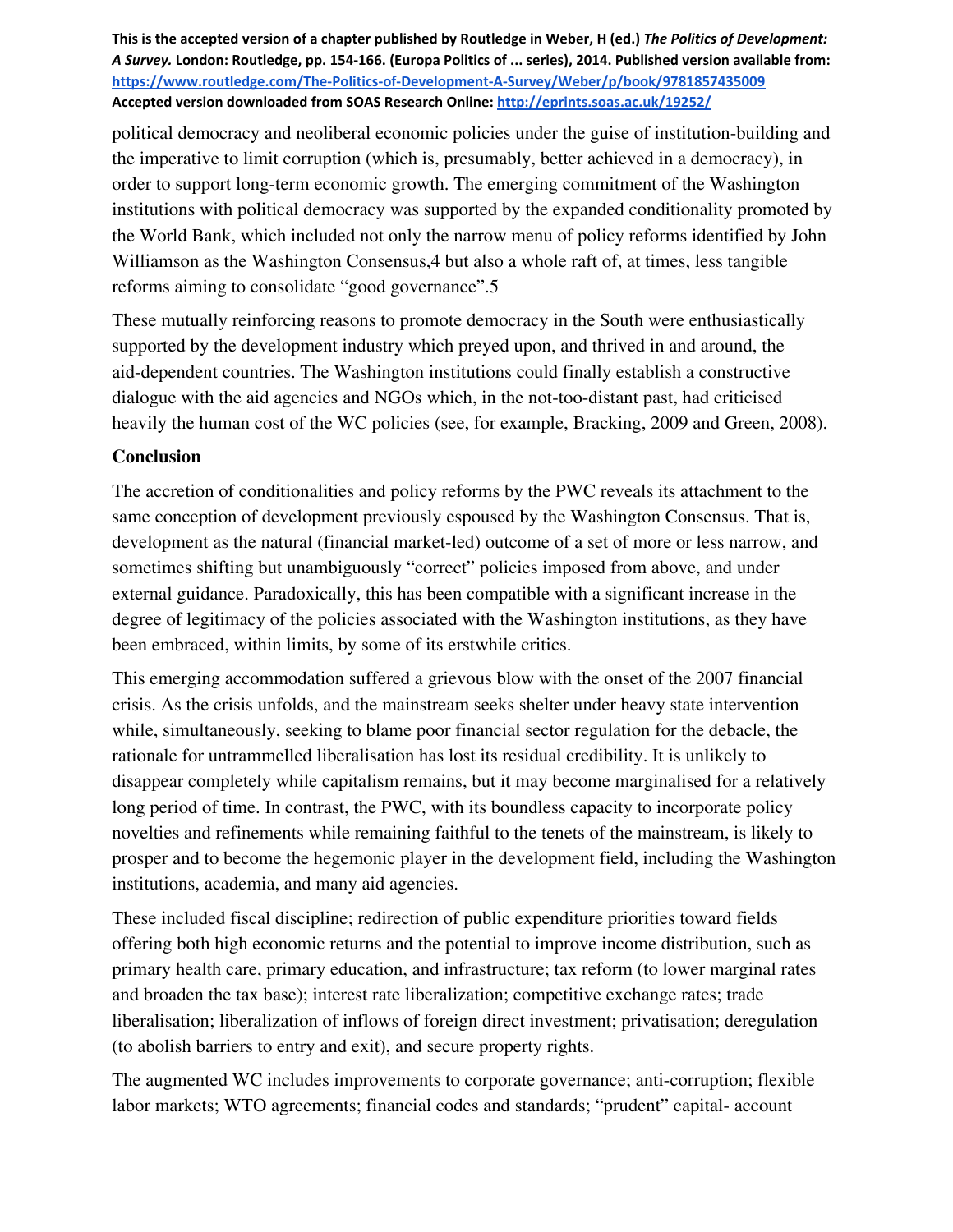political democracy and neoliberal economic policies under the guise of institution-building and the imperative to limit corruption (which is, presumably, better achieved in a democracy), in order to support long-term economic growth. The emerging commitment of the Washington institutions with political democracy was supported by the expanded conditionality promoted by the World Bank, which included not only the narrow menu of policy reforms identified by John Williamson as the Washington Consensus,4 but also a whole raft of, at times, less tangible reforms aiming to consolidate "good governance".5

These mutually reinforcing reasons to promote democracy in the South were enthusiastically supported by the development industry which preyed upon, and thrived in and around, the aid-dependent countries. The Washington institutions could finally establish a constructive dialogue with the aid agencies and NGOs which, in the not-too-distant past, had criticised heavily the human cost of the WC policies (see, for example, Bracking, 2009 and Green, 2008).

**Conclusion**

The accretion of conditionalities and policy reforms by the PWC reveals its attachment to the same conception of development previously espoused by the Washington Consensus. That is, development as the natural (financial market-led) outcome of a set of more or less narrow, and sometimes shifting but unambiguously "correct" policies imposed from above, and under external guidance. Paradoxically, this has been compatible with a significant increase in the degree of legitimacy of the policies associated with the Washington institutions, as they have been embraced, within limits, by some of its erstwhile critics.

This emerging accommodation suffered a grievous blow with the onset of the 2007 financial crisis. As the crisis unfolds, and the mainstream seeks shelter under heavy state intervention while, simultaneously, seeking to blame poor financial sector regulation for the debacle, the rationale for untrammelled liberalisation has lost its residual credibility. It is unlikely to disappear completely while capitalism remains, but it may become marginalised for a relatively long period of time. In contrast, the PWC, with its boundless capacity to incorporate policy novelties and refinements while remaining faithful to the tenets of the mainstream, is likely to prosper and to become the hegemonic player in the development field, including the Washington institutions, academia, and many aid agencies.

These included fiscal discipline; redirection of public expenditure priorities toward fields offering both high economic returns and the potential to improve income distribution, such as primary health care, primary education, and infrastructure; tax reform (to lower marginal rates and broaden the tax base); interest rate liberalization; competitive exchange rates; trade liberalisation; liberalization of inflows of foreign direct investment; privatisation; deregulation (to abolish barriers to entry and exit), and secure property rights.

The augmented WC includes improvements to corporate governance; anti-corruption; flexible labor markets; WTO agreements; financial codes and standards; "prudent" capital- account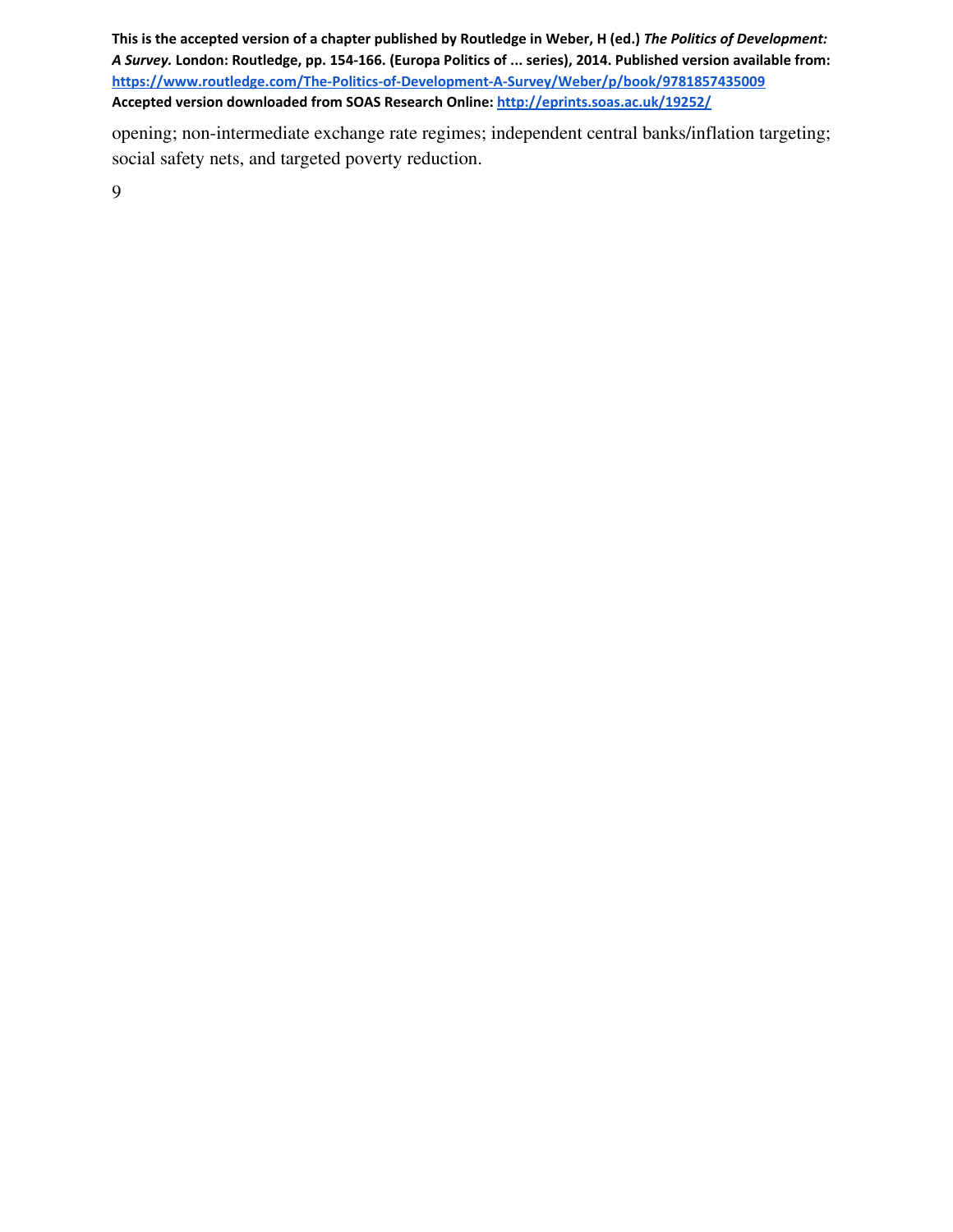opening; non-intermediate exchange rate regimes; independent central banks/inflation targeting; social safety nets, and targeted poverty reduction.

9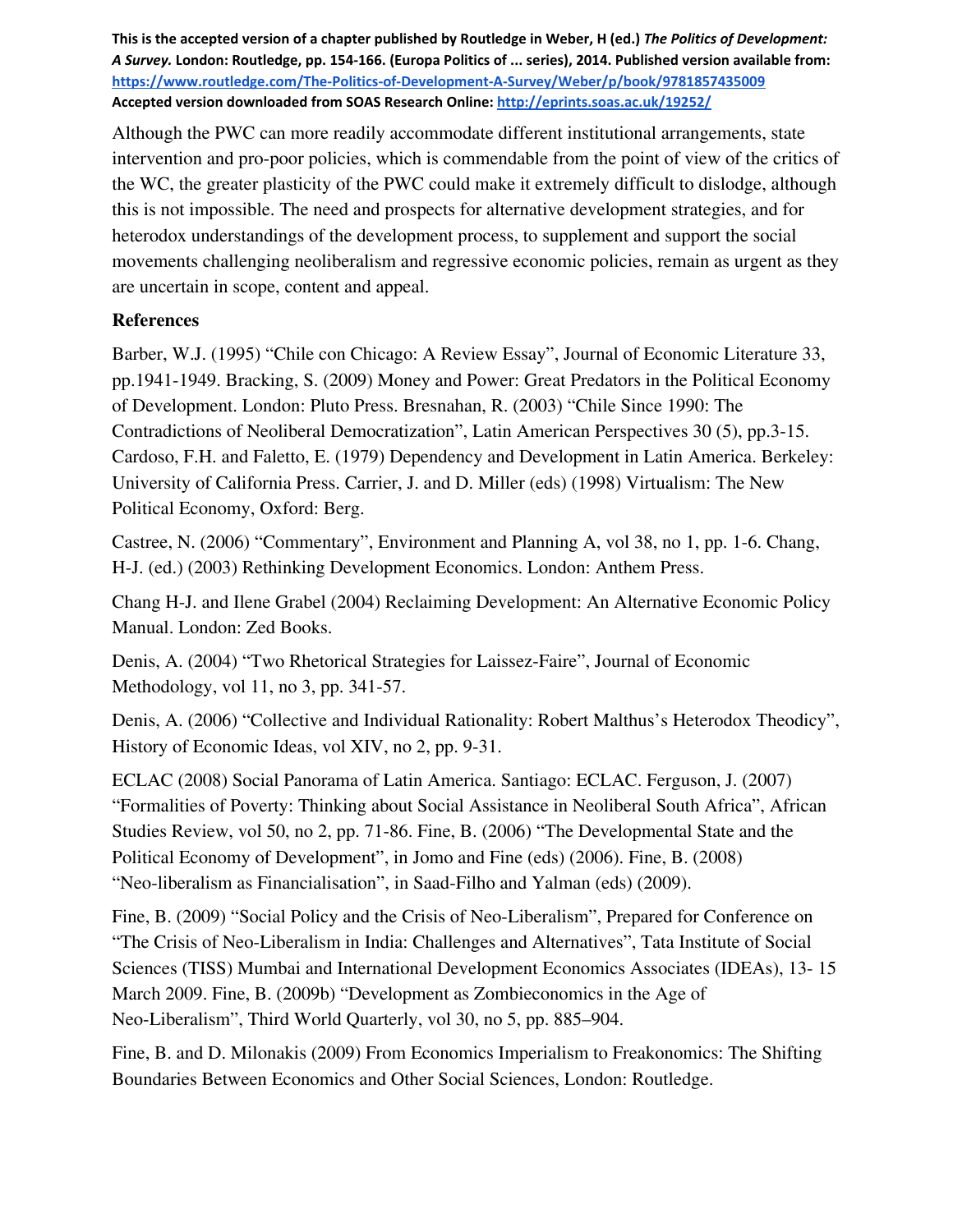Although the PWC can more readily accommodate different institutional arrangements, state intervention and pro-poor policies, which is commendable from the point of view of the critics of the WC, the greater plasticity of the PWC could make it extremely difficult to dislodge, although this is not impossible. The need and prospects for alternative development strategies, and for heterodox understandings of the development process, to supplement and support the social movements challenging neoliberalism and regressive economic policies, remain as urgent as they are uncertain in scope, content and appeal.

## References

Barber, W.J. (1995) "Chile con Chicago: A Review Essay", Journal of Economic Literature 33, pp.1941-1949. Bracking, S. (2009) Money and Power: Great Predators in the Political Economy of Development. London: Pluto Press. Bresnahan, R. (2003) "Chile Since 1990: The Contradictions of Neoliberal Democratization", Latin American Perspectives 30 (5), pp.3-15. Cardoso, F.H. and Faletto, E. (1979) Dependency and Development in Latin America. Berkeley: University of California Press. Carrier, J. and D. Miller (eds) (1998) Virtualism: The New Political Economy, Oxford: Berg.

Castree, N. (2006) "Commentary", Environment and Planning A, vol 38, no 1, pp. 1-6. Chang, H-J. (ed.) (2003) Rethinking Development Economics. London: Anthem Press.

Chang H-J. and Ilene Grabel (2004) Reclaiming Development: An Alternative Economic Policy Manual. London: Zed Books.

Denis, A. (2004) "Two Rhetorical Strategies for Laissez-Faire", Journal of Economic Methodology, vol 11, no 3, pp. 341-57.

Denis, A. (2006) "Collective and Individual Rationality: Robert Malthus's Heterodox Theodicy", History of Economic Ideas, vol XIV, no 2, pp. 9-31.

ECLAC (2008) Social Panorama of Latin America. Santiago: ECLAC. Ferguson, J. (2007) "Formalities of Poverty: Thinking about Social Assistance in Neoliberal South Africa", African Studies Review, vol 50, no 2, pp. 71-86. Fine, B. (2006) "The Developmental State and the Political Economy of Development", in Jomo and Fine (eds) (2006). Fine, B. (2008) "Neo-liberalism as Financialisation", in Saad-Filho and Yalman (eds) (2009).

Fine, B. (2009) "Social Policy and the Crisis of Neo-Liberalism", Prepared for Conference on "The Crisis of Neo-Liberalism in India: Challenges and Alternatives", Tata Institute of Social Sciences (TISS) Mumbai and International Development Economics Associates (IDEAs), 13- 15 March 2009. Fine, B. (2009b) "Development as Zombieconomics in the Age of Neo-Liberalism", Third World Quarterly, vol 30, no 5, pp. 885–904.

Fine, B. and D. Milonakis (2009) From Economics Imperialism to Freakonomics: The Shifting Boundaries Between Economics and Other Social Sciences, London: Routledge.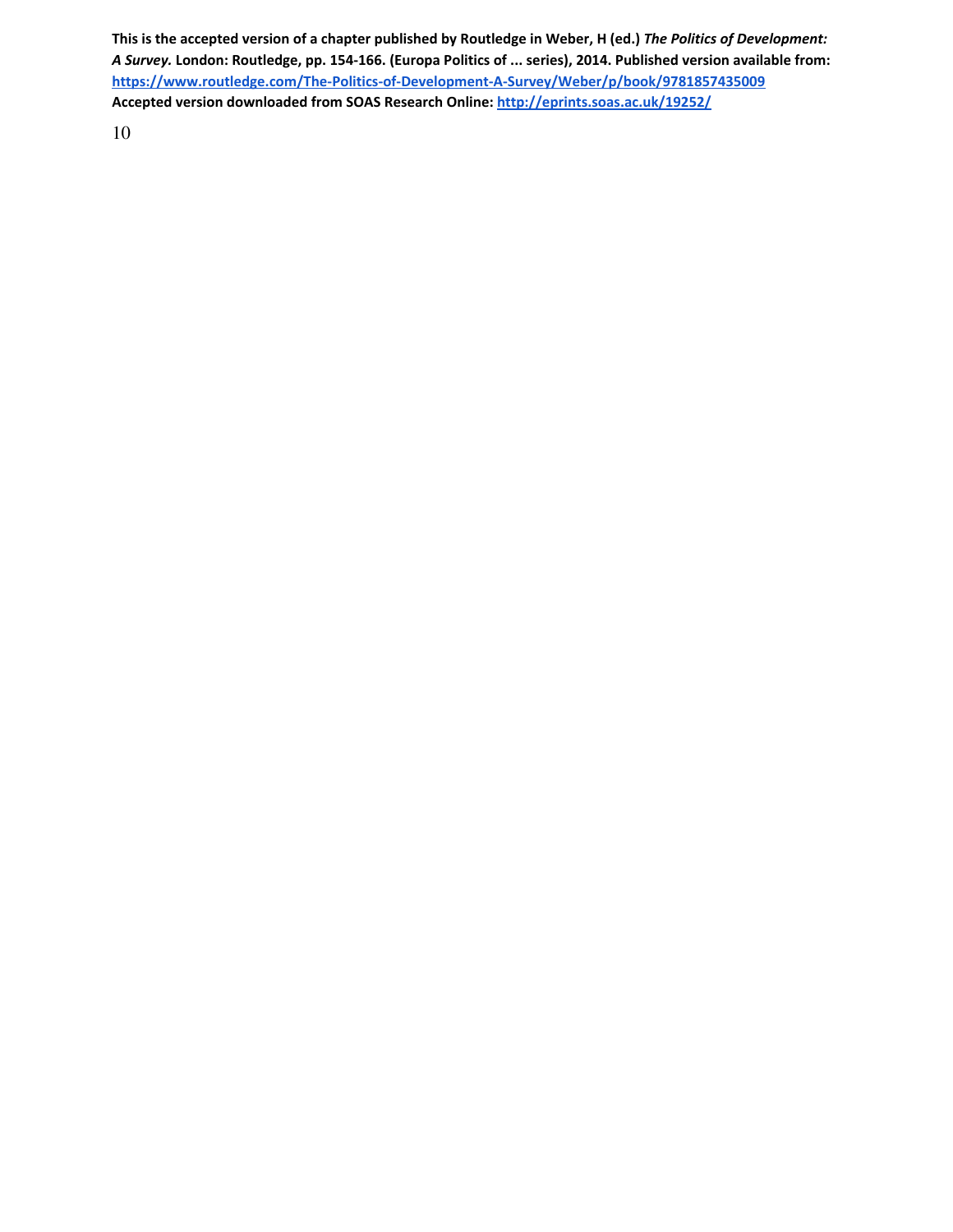10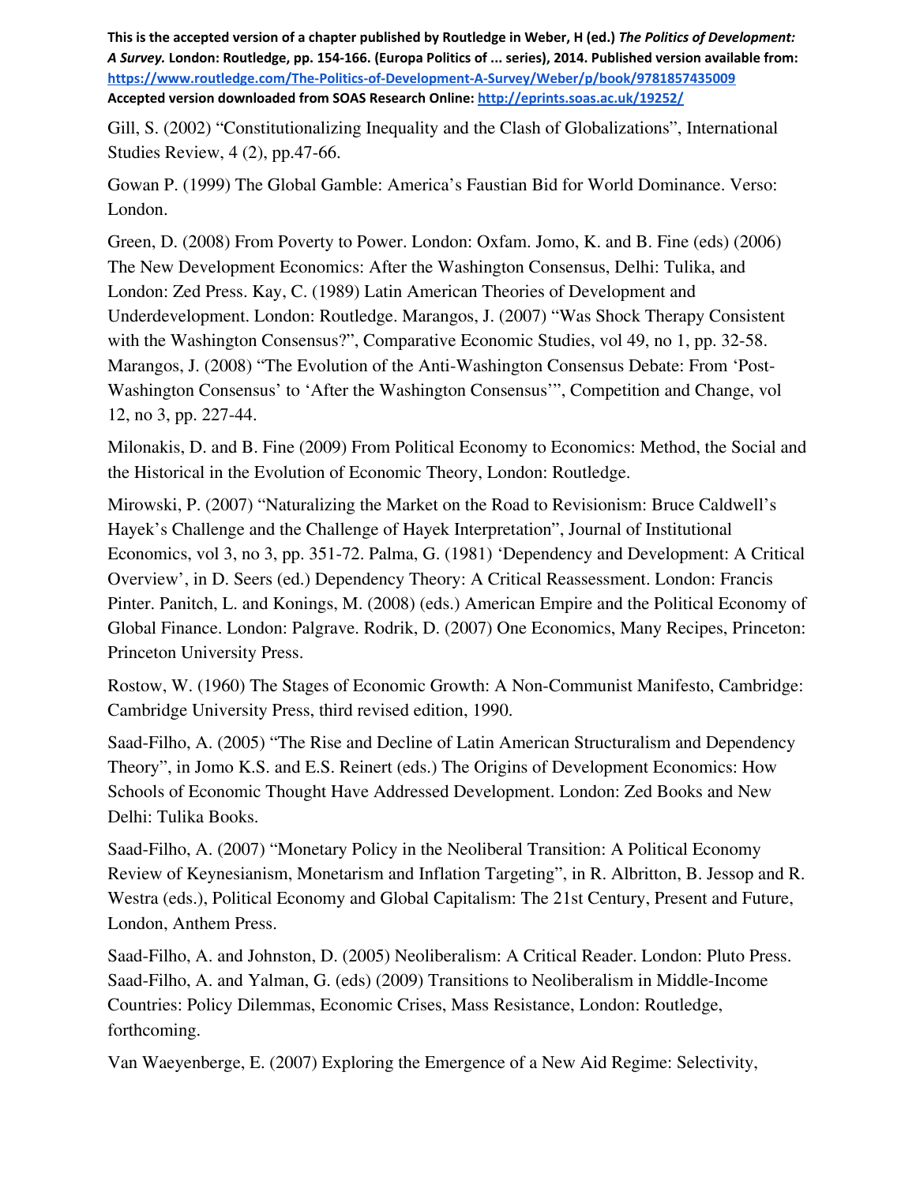Gill, S. (2002) "Constitutionalizing Inequality and the Clash of Globalizations", International Studies Review, 4 (2), pp.47-66.

Gowan P. (1999) The Global Gamble: America's Faustian Bid for World Dominance. Verso: London.

Green, D. (2008) From Poverty to Power. London: Oxfam. Jomo, K. and B. Fine (eds) (2006) The New Development Economics: After the Washington Consensus, Delhi: Tulika, and London: Zed Press. Kay, C. (1989) Latin American Theories of Development and Underdevelopment. London: Routledge. Marangos, J. (2007) "Was Shock Therapy Consistent with the Washington Consensus?", Comparative Economic Studies, vol 49, no 1, pp. 32-58. Marangos, J. (2008) "The Evolution of the Anti-Washington Consensus Debate: From 'Post-Washington Consensus' to 'After the Washington Consensus'", Competition and Change, vol 12, no 3, pp. 227-44.

Milonakis, D. and B. Fine (2009) From Political Economy to Economics: Method, the Social and the Historical in the Evolution of Economic Theory, London: Routledge.

Mirowski, P. (2007) "Naturalizing the Market on the Road to Revisionism: Bruce Caldwell's Hayek's Challenge and the Challenge of Hayek Interpretation", Journal of Institutional Economics, vol 3, no 3, pp. 351-72. Palma, G. (1981) 'Dependency and Development: A Critical Overview', in D. Seers (ed.) Dependency Theory: A Critical Reassessment. London: Francis Pinter. Panitch, L. and Konings, M. (2008) (eds.) American Empire and the Political Economy of Global Finance. London: Palgrave. Rodrik, D. (2007) One Economics, Many Recipes, Princeton: Princeton University Press.

Rostow, W. (1960) The Stages of Economic Growth: A Non-Communist Manifesto, Cambridge: Cambridge University Press, third revised edition, 1990.

Saad-Filho, A. (2005) "The Rise and Decline of Latin American Structuralism and Dependency Theory", in Jomo K.S. and E.S. Reinert (eds.) The Origins of Development Economics: How Schools of Economic Thought Have Addressed Development. London: Zed Books and New Delhi: Tulika Books.

Saad-Filho, A. (2007) "Monetary Policy in the Neoliberal Transition: A Political Economy Review of Keynesianism, Monetarism and Inflation Targeting", in R. Albritton, B. Jessop and R. Westra (eds.), Political Economy and Global Capitalism: The 21st Century, Present and Future, London, Anthem Press.

Saad-Filho, A. and Johnston, D. (2005) Neoliberalism: A Critical Reader. London: Pluto Press. Saad-Filho, A. and Yalman, G. (eds) (2009) Transitions to Neoliberalism in Middle-Income Countries: Policy Dilemmas, Economic Crises, Mass Resistance, London: Routledge, forthcoming.

Van Waeyenberge, E. (2007) Exploring the Emergence of a New Aid Regime: Selectivity,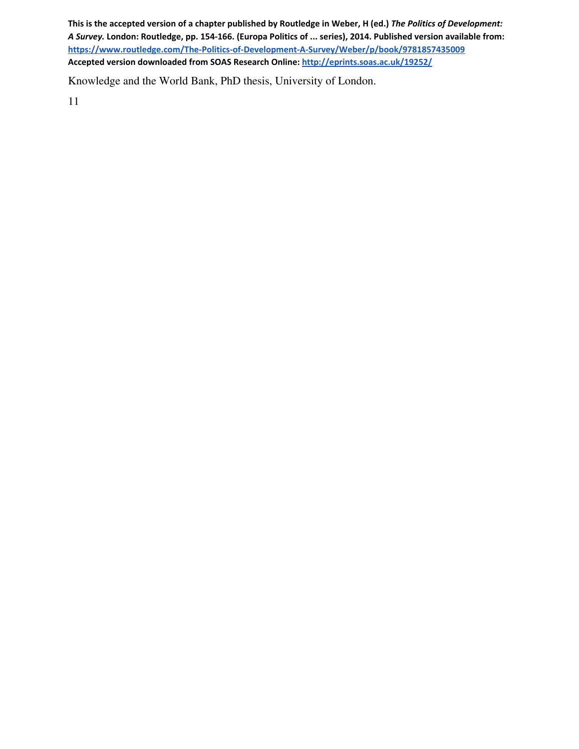Knowledge and the World Bank, PhD thesis, University of London.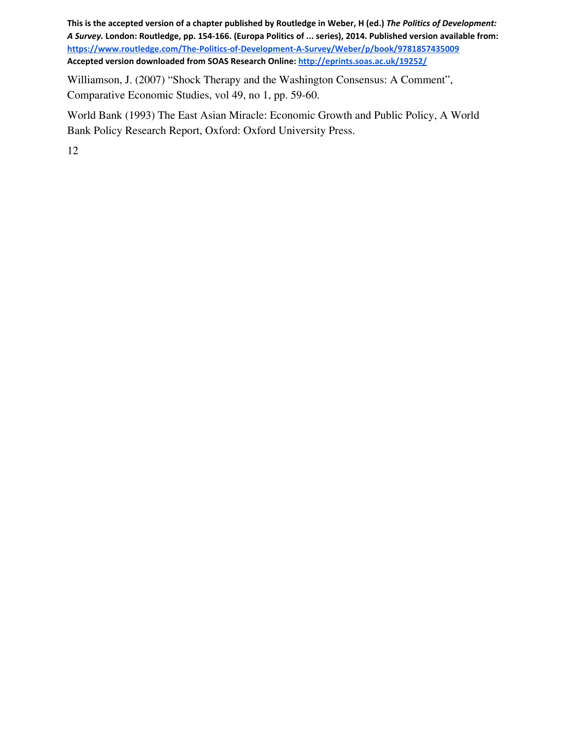Williamson, J. (2007) "Shock Therapy and the Washington Consensus: A Comment", Comparative Economic Studies, vol 49, no 1, pp. 59-60.

World Bank (1993) The East Asian Miracle: Economic Growth and Public Policy, A World Bank Policy Research Report, Oxford: Oxford University Press.